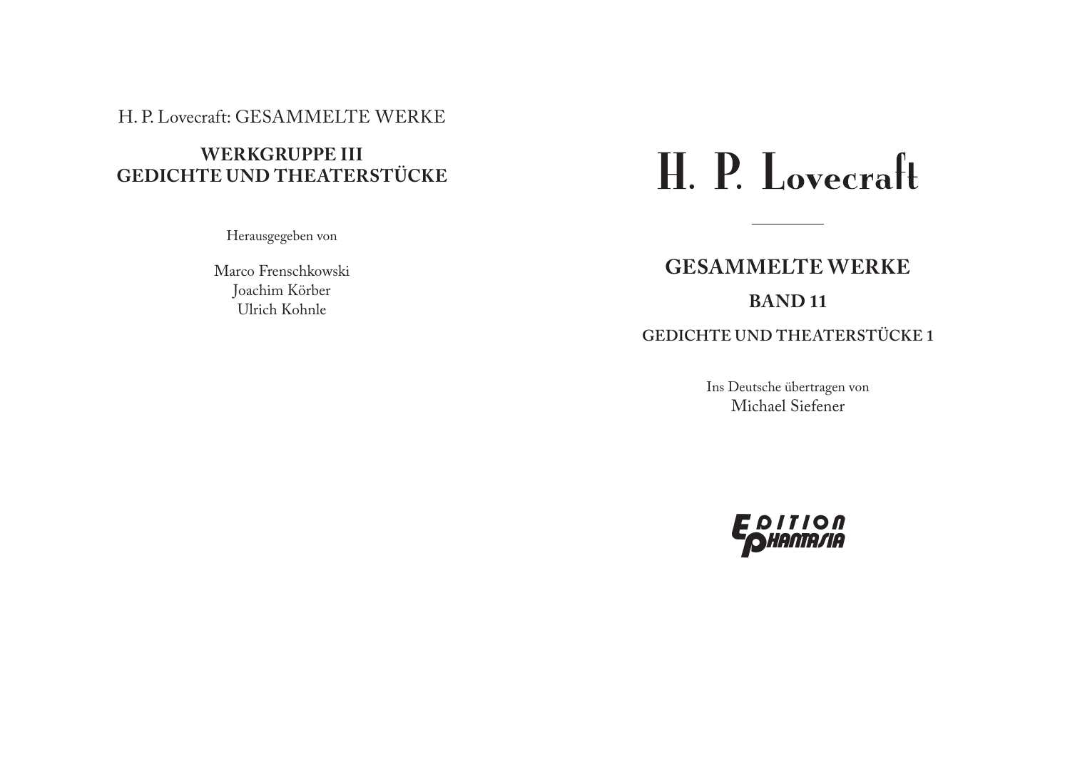H. P. Lovecraft: GESAMMELTE WERKE

**WERKGRUPPE III**
**GEDICHTE UND THEATERSTÜCKE**

Herausgegeben von

Marco Frenschkowski
Joachim Körber
Ulrich Kohnle

# H. P. Lovecraft

## GESAMMELTE WERKE

### BAND 11

### GEDICHTE UND THEATERSTÜCKE 1

Ins Deutsche übertragen von
Michael Siefener

EDITION PHANTASIA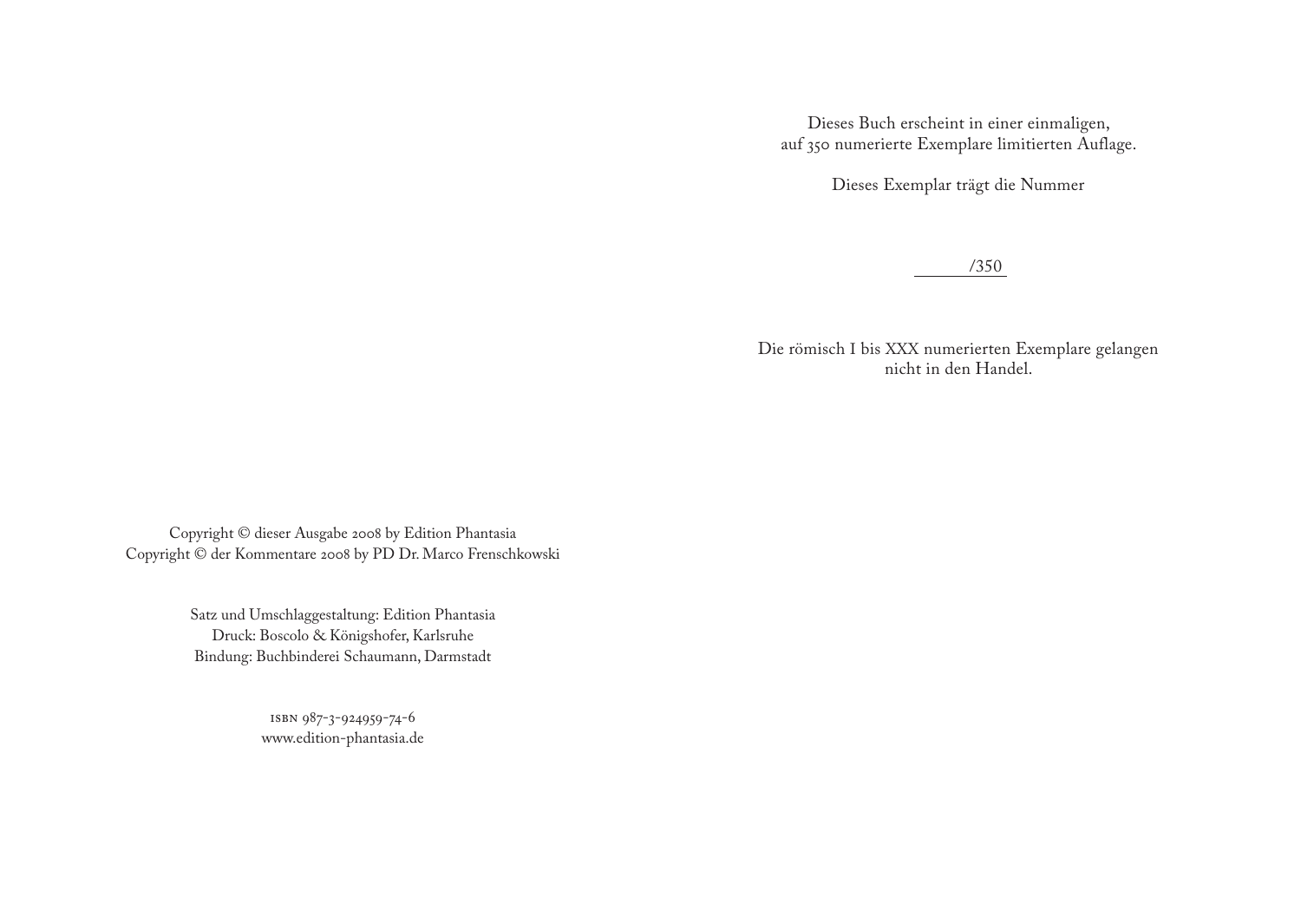Copyright © dieser Ausgabe 2008 by Edition Phantasia
Copyright © der Kommentare 2008 by PD Dr. Marco Frenschkowski

Satz und Umschlaggestaltung: Edition Phantasia
Druck: Boscolo & Königshofer, Karlsruhe
Bindung: Buchbinderei Schaumann, Darmstadt

ISBN 987-3-924959-74-6
www.edition-phantasia.de

Dieses Buch erscheint in einer einmaligen,
auf 350 numerierte Exemplare limitierten Auflage.

Dieses Exemplar trägt die Nummer

______/350

Die römisch I bis XXX numerierten Exemplare gelangen nicht in den Handel.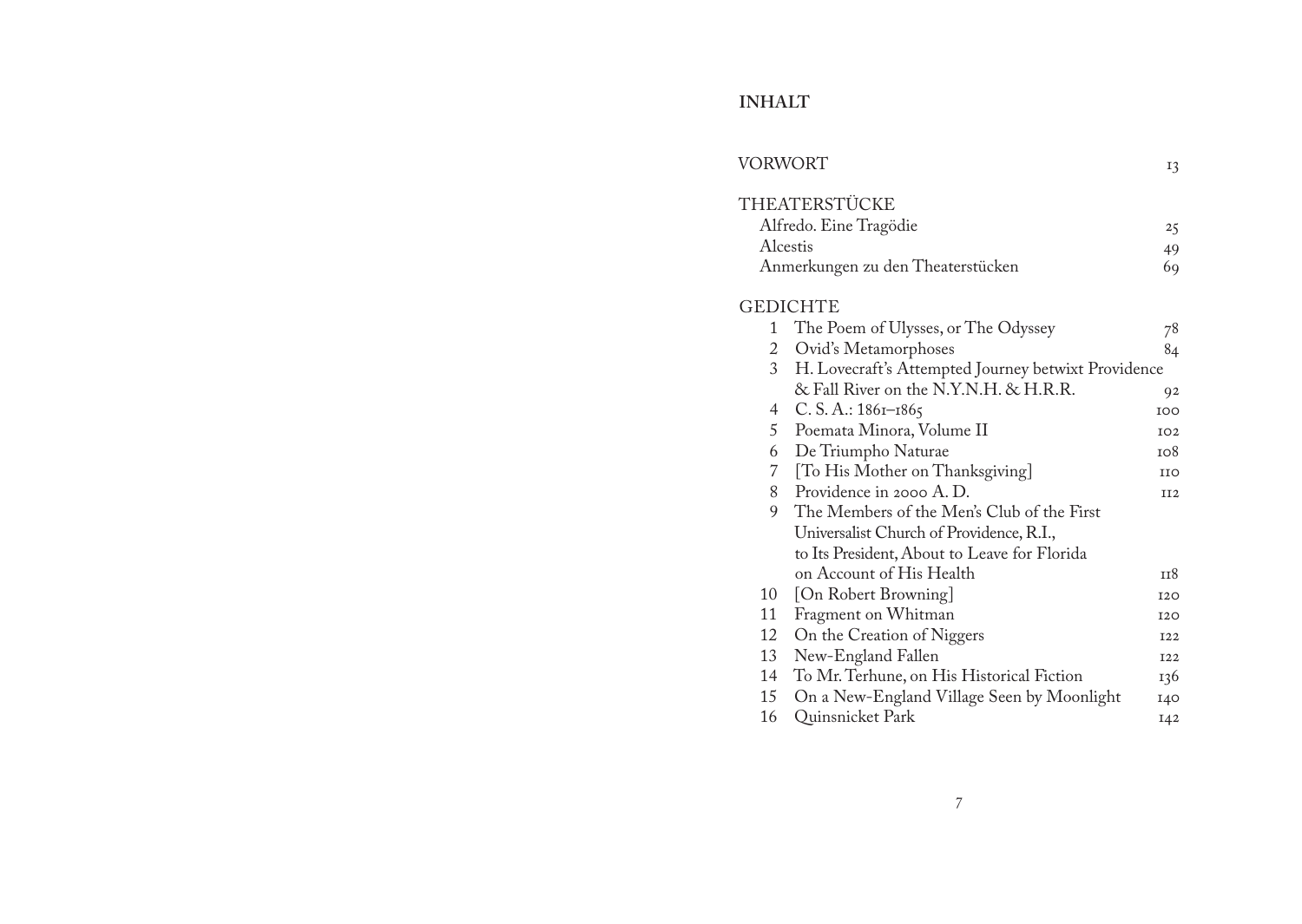# INHALT

VORWORT 13

THEATERSTÜCKE

- Alfredo. Eine Tragödie 25
- Alcestis 49
- Anmerkungen zu den Theaterstücken 69

GEDICHTE

1. The Poem of Ulysses, or The Odyssey 78
2. Ovid's Metamorphoses 84
3. H. Lovecraft's Attempted Journey betwixt Providence & Fall River on the N.Y.N.H. & H.R.R. 92
4. C. S. A.: 1861–1865 100
5. Poemata Minora, Volume II 102
6. De Triumpho Naturae 108
7. [To His Mother on Thanksgiving] 110
8. Providence in 2000 A. D. 112
9. The Members of the Men's Club of the First Universalist Church of Providence, R.I., to Its President, About to Leave for Florida on Account of His Health 118
10. [On Robert Browning] 120
11. Fragment on Whitman 120
12. On the Creation of Niggers 122
13. New-England Fallen 122
14. To Mr. Terhune, on His Historical Fiction 136
15. On a New-England Village Seen by Moonlight 140
16. Quinsnicket Park 142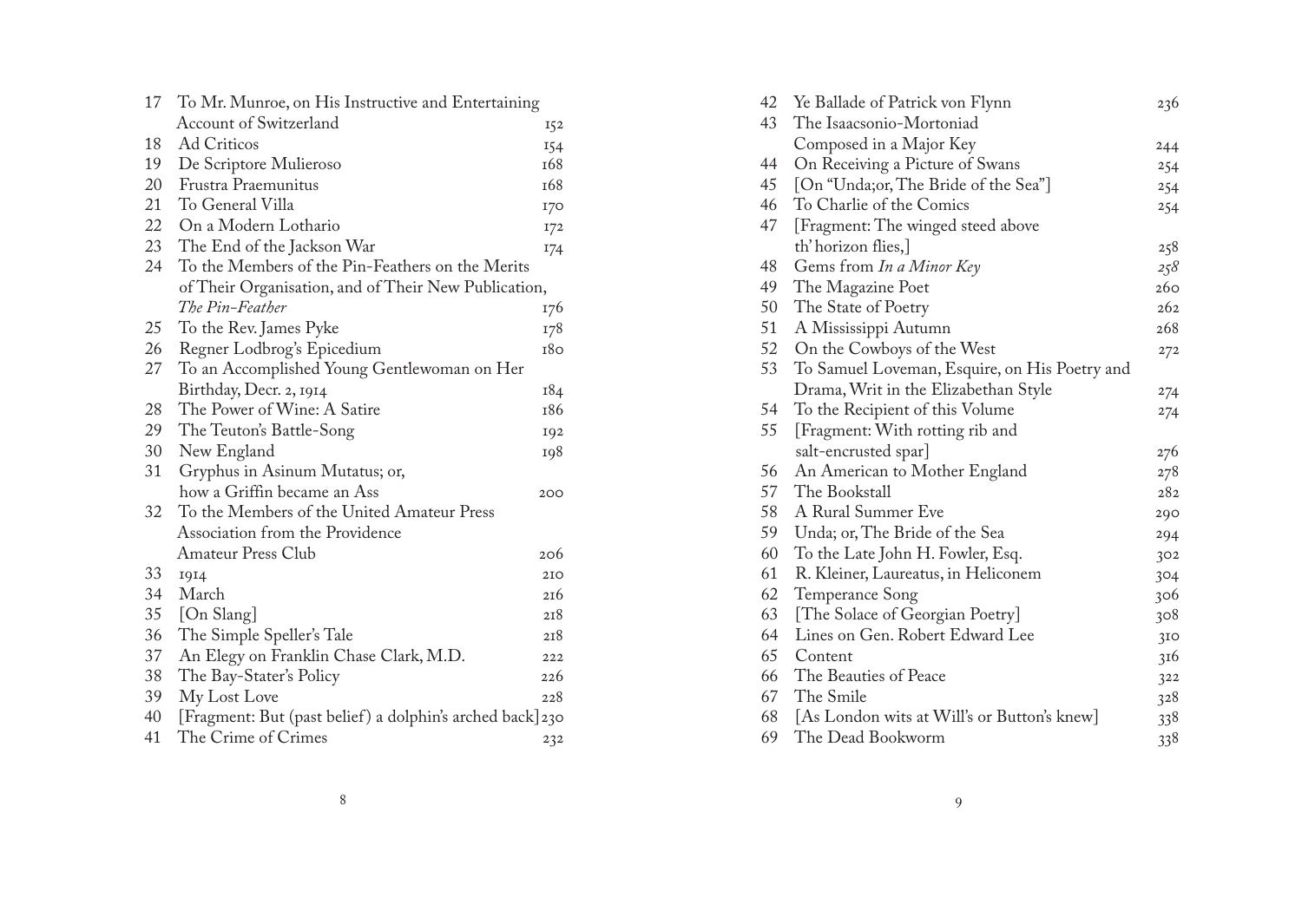| | | |
|---|---|---|
| 17 | To Mr. Munroe, on His Instructive and Entertaining Account of Switzerland | 152 |
| 18 | Ad Criticos | 154 |
| 19 | De Scriptore Mulieroso | 168 |
| 20 | Frustra Praemunitus | 168 |
| 21 | To General Villa | 170 |
| 22 | On a Modern Lothario | 172 |
| 23 | The End of the Jackson War | 174 |
| 24 | To the Members of the Pin-Feathers on the Merits of Their Organisation, and of Their New Publication, *The Pin-Feather* | 176 |
| 25 | To the Rev. James Pyke | 178 |
| 26 | Regner Lodbrog's Epicedium | 180 |
| 27 | To an Accomplished Young Gentlewoman on Her Birthday, Decr. 2, 1914 | 184 |
| 28 | The Power of Wine: A Satire | 186 |
| 29 | The Teuton's Battle-Song | 192 |
| 30 | New England | 198 |
| 31 | Gryphus in Asinum Mutatus; or, how a Griffin became an Ass | 200 |
| 32 | To the Members of the United Amateur Press Association from the Providence Amateur Press Club | 206 |
| 33 | 1914 | 210 |
| 34 | March | 216 |
| 35 | [On Slang] | 218 |
| 36 | The Simple Speller's Tale | 218 |
| 37 | An Elegy on Franklin Chase Clark, M.D. | 222 |
| 38 | The Bay-Stater's Policy | 226 |
| 39 | My Lost Love | 228 |
| 40 | [Fragment: But (past belief) a dolphin's arched back] | 230 |
| 41 | The Crime of Crimes | 232 |
| 42 | Ye Ballade of Patrick von Flynn | 236 |
| 43 | The Isaacsonio-Mortoniad Composed in a Major Key | 244 |
| 44 | On Receiving a Picture of Swans | 254 |
| 45 | [On "Unda;or, The Bride of the Sea"] | 254 |
| 46 | To Charlie of the Comics | 254 |
| 47 | [Fragment: The winged steed above th' horizon flies,] | 258 |
| 48 | Gems from *In a Minor Key* | *258* |
| 49 | The Magazine Poet | 260 |
| 50 | The State of Poetry | 262 |
| 51 | A Mississippi Autumn | 268 |
| 52 | On the Cowboys of the West | 272 |
| 53 | To Samuel Loveman, Esquire, on His Poetry and Drama, Writ in the Elizabethan Style | 274 |
| 54 | To the Recipient of this Volume | 274 |
| 55 | [Fragment: With rotting rib and salt-encrusted spar] | 276 |
| 56 | An American to Mother England | 278 |
| 57 | The Bookstall | 282 |
| 58 | A Rural Summer Eve | 290 |
| 59 | Unda; or, The Bride of the Sea | 294 |
| 60 | To the Late John H. Fowler, Esq. | 302 |
| 61 | R. Kleiner, Laureatus, in Heliconem | 304 |
| 62 | Temperance Song | 306 |
| 63 | [The Solace of Georgian Poetry] | 308 |
| 64 | Lines on Gen. Robert Edward Lee | 310 |
| 65 | Content | 316 |
| 66 | The Beauties of Peace | 322 |
| 67 | The Smile | 328 |
| 68 | [As London wits at Will's or Button's knew] | 338 |
| 69 | The Dead Bookworm | 338 |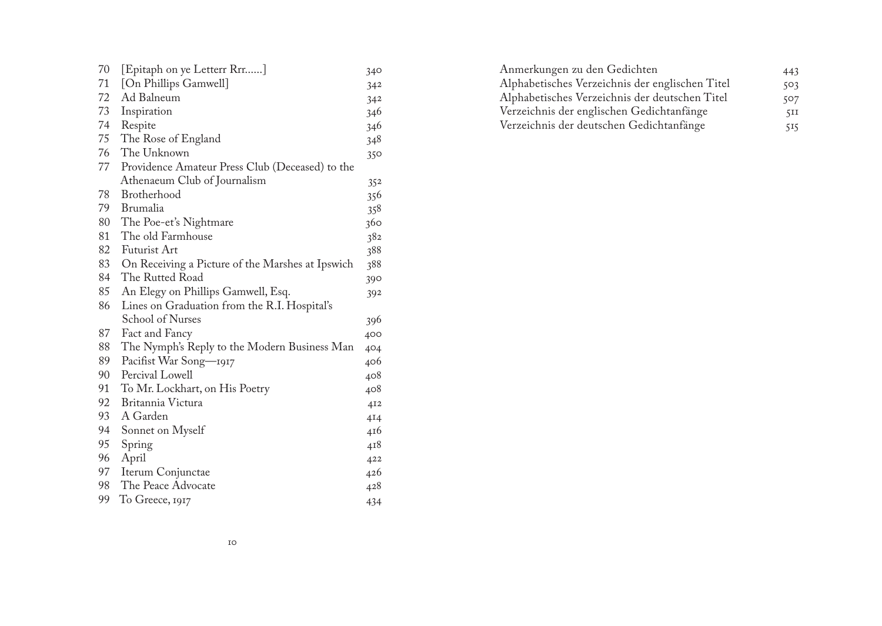| | | |
|---|---|---|
| 70 | [Epitaph on ye Letterr Rrr......] | 340 |
| 71 | [On Phillips Gamwell] | 342 |
| 72 | Ad Balneum | 342 |
| 73 | Inspiration | 346 |
| 74 | Respite | 346 |
| 75 | The Rose of England | 348 |
| 76 | The Unknown | 350 |
| 77 | Providence Amateur Press Club (Deceased) to the Athenaeum Club of Journalism | 352 |
| 78 | Brotherhood | 356 |
| 79 | Brumalia | 358 |
| 80 | The Poe-et's Nightmare | 360 |
| 81 | The old Farmhouse | 382 |
| 82 | Futurist Art | 388 |
| 83 | On Receiving a Picture of the Marshes at Ipswich | 388 |
| 84 | The Rutted Road | 390 |
| 85 | An Elegy on Phillips Gamwell, Esq. | 392 |
| 86 | Lines on Graduation from the R.I. Hospital's School of Nurses | 396 |
| 87 | Fact and Fancy | 400 |
| 88 | The Nymph's Reply to the Modern Business Man | 404 |
| 89 | Pacifist War Song—1917 | 406 |
| 90 | Percival Lowell | 408 |
| 91 | To Mr. Lockhart, on His Poetry | 408 |
| 92 | Britannia Victura | 412 |
| 93 | A Garden | 414 |
| 94 | Sonnet on Myself | 416 |
| 95 | Spring | 418 |
| 96 | April | 422 |
| 97 | Iterum Conjunctae | 426 |
| 98 | The Peace Advocate | 428 |
| 99 | To Greece, 1917 | 434 |

| | |
|---|---|
| Anmerkungen zu den Gedichten | 443 |
| Alphabetisches Verzeichnis der englischen Titel | 503 |
| Alphabetisches Verzeichnis der deutschen Titel | 507 |
| Verzeichnis der englischen Gedichtanfänge | 511 |
| Verzeichnis der deutschen Gedichtanfänge | 515 |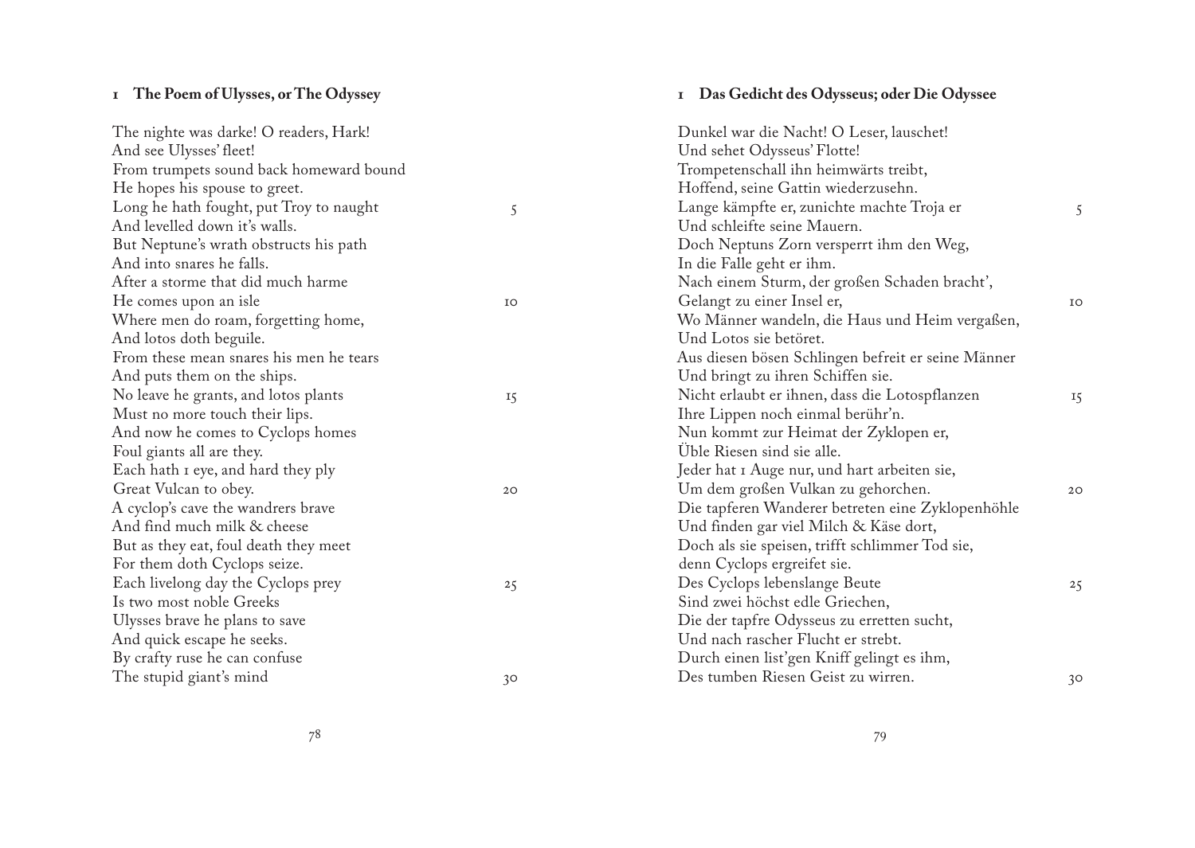## 1 The Poem of Ulysses, or The Odyssey

The nighte was darke! O readers, Hark!
And see Ulysses' fleet!
From trumpets sound back homeward bound
He hopes his spouse to greet.
Long he hath fought, put Troy to naught 5
And levelled down it's walls.
But Neptune's wrath obstructs his path
And into snares he falls.
After a storme that did much harme
He comes upon an isle 10
Where men do roam, forgetting home,
And lotos doth beguile.
From these mean snares his men he tears
And puts them on the ships.
No leave he grants, and lotos plants 15
Must no more touch their lips.
And now he comes to Cyclops homes
Foul giants all are they.
Each hath 1 eye, and hard they ply
Great Vulcan to obey. 20
A cyclop's cave the wandrers brave
And find much milk & cheese
But as they eat, foul death they meet
For them doth Cyclops seize.
Each livelong day the Cyclops prey 25
Is two most noble Greeks
Ulysses brave he plans to save
And quick escape he seeks.
By crafty ruse he can confuse
The stupid giant's mind 30

## 1 Das Gedicht des Odysseus; oder Die Odyssee

Dunkel war die Nacht! O Leser, lauschet!
Und sehet Odysseus' Flotte!
Trompetenschall ihn heimwärts treibt,
Hoffend, seine Gattin wiederzusehn.
Lange kämpfte er, zunichte machte Troja er 5
Und schleifte seine Mauern.
Doch Neptuns Zorn versperrt ihm den Weg,
In die Falle geht er ihm.
Nach einem Sturm, der großen Schaden bracht',
Gelangt zu einer Insel er, 10
Wo Männer wandeln, die Haus und Heim vergaßen,
Und Lotos sie betöret.
Aus diesen bösen Schlingen befreit er seine Männer
Und bringt zu ihren Schiffen sie.
Nicht erlaubt er ihnen, dass die Lotospflanzen 15
Ihre Lippen noch einmal berühr'n.
Nun kommt zur Heimat der Zyklopen er,
Üble Riesen sind sie alle.
Jeder hat 1 Auge nur, und hart arbeiten sie,
Um dem großen Vulkan zu gehorchen. 20
Die tapferen Wanderer betreten eine Zyklopenhöhle
Und finden gar viel Milch & Käse dort,
Doch als sie speisen, trifft schlimmer Tod sie,
denn Cyclops ergreifet sie.
Des Cyclops lebenslange Beute 25
Sind zwei höchst edle Griechen,
Die der tapfre Odysseus zu erretten sucht,
Und nach rascher Flucht er strebt.
Durch einen list'gen Kniff gelingt es ihm,
Des tumben Riesen Geist zu wirren. 30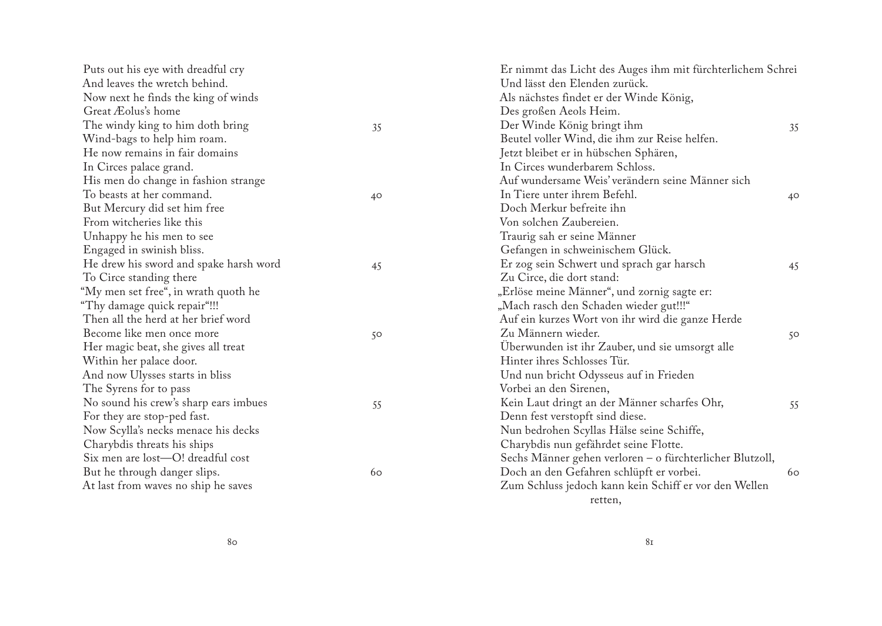Puts out his eye with dreadful cry
And leaves the wretch behind.
Now next he finds the king of winds
Great Æolus's home
The windy king to him doth bring 35
Wind-bags to help him roam.
He now remains in fair domains
In Circes palace grand.
His men do change in fashion strange
To beasts at her command. 40
But Mercury did set him free
From witcheries like this
Unhappy he his men to see
Engaged in swinish bliss.
He drew his sword and spake harsh word 45
To Circe standing there
"My men set free", in wrath quoth he
"Thy damage quick repair"!!!
Then all the herd at her brief word
Become like men once more 50
Her magic beat, she gives all treat
Within her palace door.
And now Ulysses starts in bliss
The Syrens for to pass
No sound his crew's sharp ears imbues 55
For they are stop-ped fast.
Now Scylla's necks menace his decks
Charybdis threats his ships
Six men are lost—O! dreadful cost
But he through danger slips. 60
At last from waves no ship he saves

Er nimmt das Licht des Auges ihm mit fürchterlichem Schrei
Und lässt den Elenden zurück.
Als nächstes findet er der Winde König,
Des großen Aeols Heim.
Der Winde König bringt ihm 35
Beutel voller Wind, die ihm zur Reise helfen.
Jetzt bleibet er in hübschen Sphären,
In Circes wunderbarem Schloss.
Auf wundersame Weis' verändern seine Männer sich
In Tiere unter ihrem Befehl. 40
Doch Merkur befreite ihn
Von solchen Zaubereien.
Traurig sah er seine Männer
Gefangen in schweinischem Glück.
Er zog sein Schwert und sprach gar harsch 45
Zu Circe, die dort stand:
„Erlöse meine Männer", und zornig sagte er:
„Mach rasch den Schaden wieder gut!!!"
Auf ein kurzes Wort von ihr wird die ganze Herde
Zu Männern wieder. 50
Überwunden ist ihr Zauber, und sie umsorgt alle
Hinter ihres Schlosses Tür.
Und nun bricht Odysseus auf in Frieden
Vorbei an den Sirenen,
Kein Laut dringt an der Männer scharfes Ohr, 55
Denn fest verstopft sind diese.
Nun bedrohen Scyllas Hälse seine Schiffe,
Charybdis nun gefährdet seine Flotte.
Sechs Männer gehen verloren – o fürchterlicher Blutzoll,
Doch an den Gefahren schlüpft er vorbei. 60
Zum Schluss jedoch kann kein Schiff er vor den Wellen retten,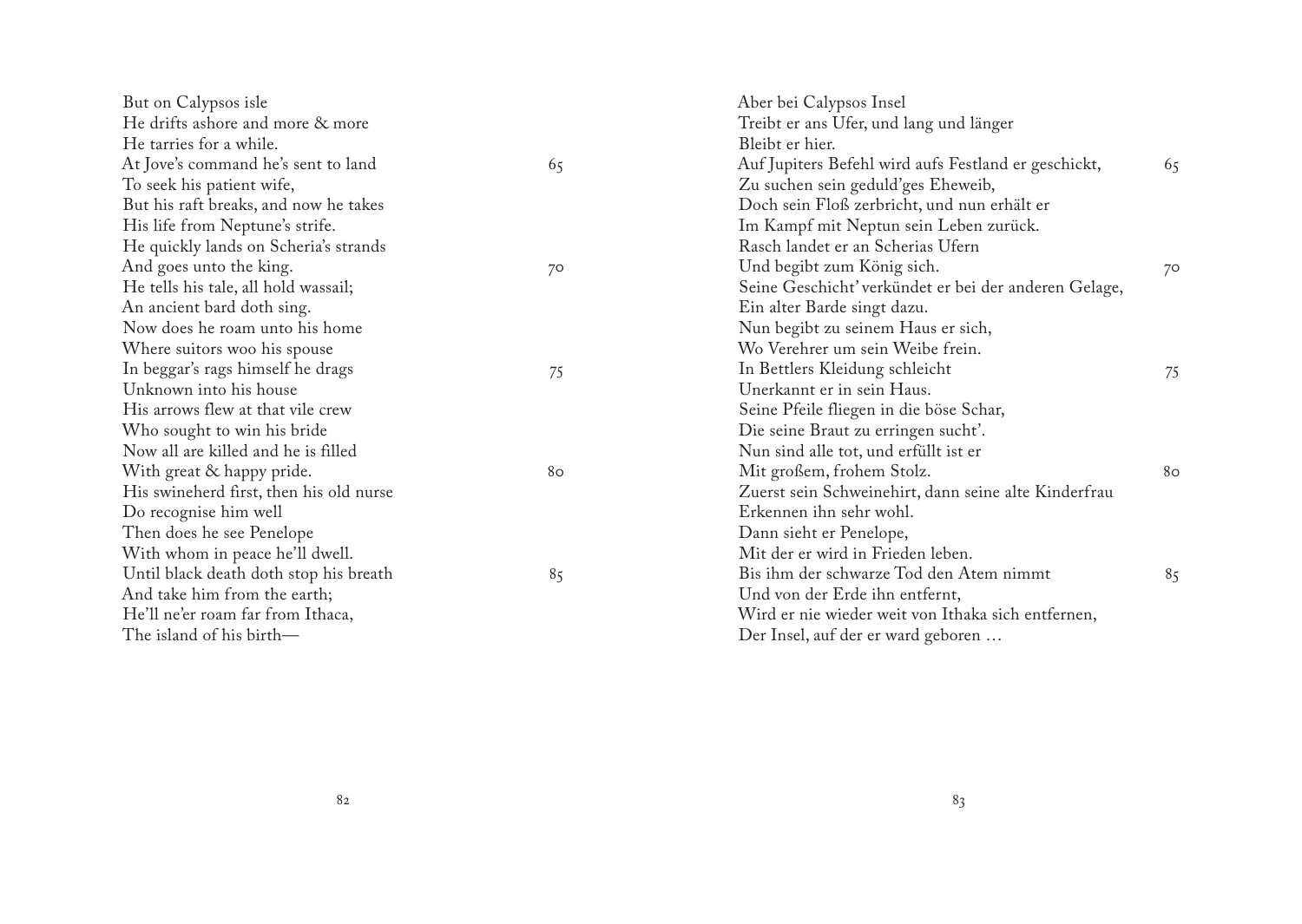But on Calypsos isle  
He drifts ashore and more & more  
He tarries for a while.  
At Jove's command he's sent to land 65  
To seek his patient wife,  
But his raft breaks, and now he takes  
His life from Neptune's strife.  
He quickly lands on Scheria's strands  
And goes unto the king. 70  
He tells his tale, all hold wassail;  
An ancient bard doth sing.  
Now does he roam unto his home  
Where suitors woo his spouse  
In beggar's rags himself he drags 75  
Unknown into his house  
His arrows flew at that vile crew  
Who sought to win his bride  
Now all are killed and he is filled  
With great & happy pride. 80  
His swineherd first, then his old nurse  
Do recognise him well  
Then does he see Penelope  
With whom in peace he'll dwell.  
Until black death doth stop his breath 85  
And take him from the earth;  
He'll ne'er roam far from Ithaca,  
The island of his birth—

Aber bei Calypsos Insel  
Treibt er ans Ufer, und lang und länger  
Bleibt er hier.  
Auf Jupiters Befehl wird aufs Festland er geschickt, 65  
Zu suchen sein geduld'ges Eheweib,  
Doch sein Floß zerbricht, und nun erhält er  
Im Kampf mit Neptun sein Leben zurück.  
Rasch landet er an Scherias Ufern  
Und begibt zum König sich. 70  
Seine Geschicht' verkündet er bei der anderen Gelage,  
Ein alter Barde singt dazu.  
Nun begibt zu seinem Haus er sich,  
Wo Verehrer um sein Weibe frein.  
In Bettlers Kleidung schleicht 75  
Unerkannt er in sein Haus.  
Seine Pfeile fliegen in die böse Schar,  
Die seine Braut zu erringen sucht'.  
Nun sind alle tot, und erfüllt ist er  
Mit großem, frohem Stolz. 80  
Zuerst sein Schweinehirt, dann seine alte Kinderfrau  
Erkennen ihn sehr wohl.  
Dann sieht er Penelope,  
Mit der er wird in Frieden leben.  
Bis ihm der schwarze Tod den Atem nimmt 85  
Und von der Erde ihn entfernt,  
Wird er nie wieder weit von Ithaka sich entfernen,  
Der Insel, auf der er ward geboren …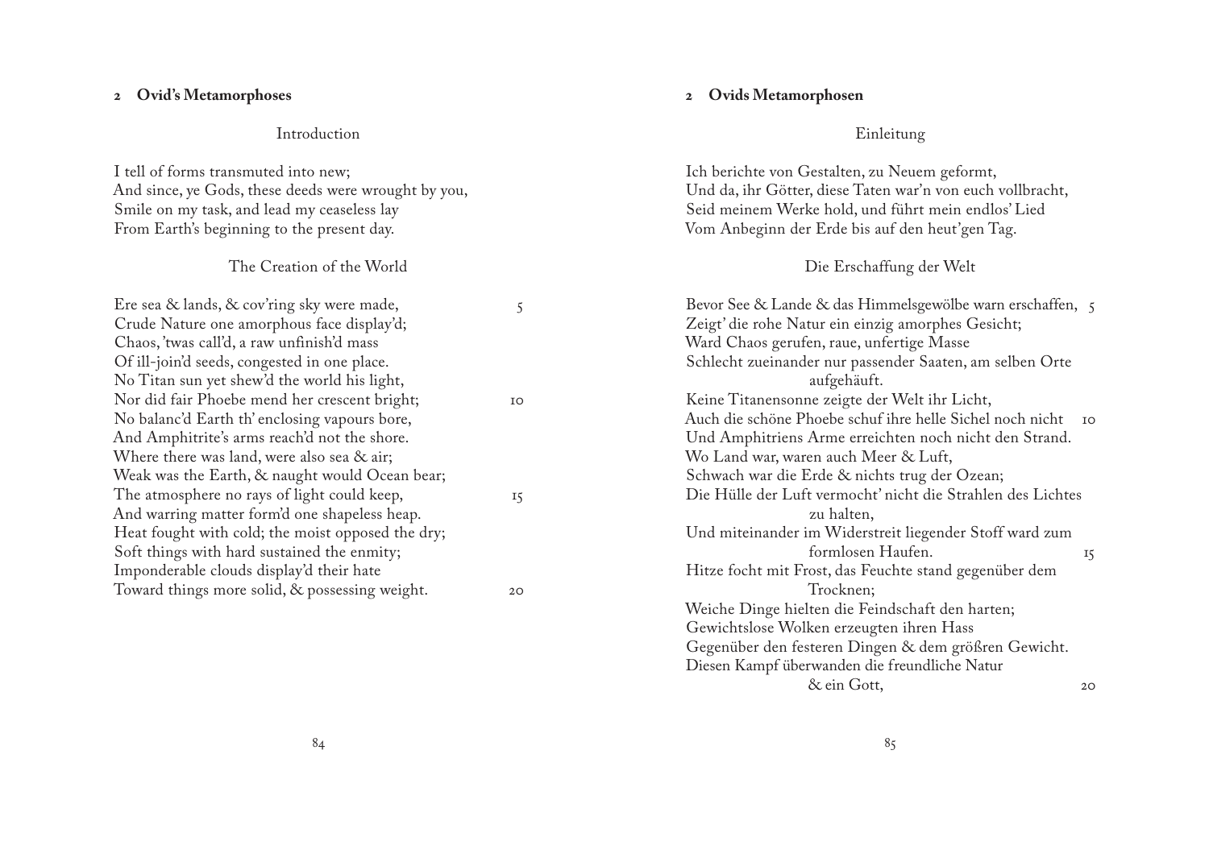## 2 Ovid's Metamorphoses

### Introduction

I tell of forms transmuted into new;
And since, ye Gods, these deeds were wrought by you,
Smile on my task, and lead my ceaseless lay
From Earth's beginning to the present day.

### The Creation of the World

Ere sea & lands, & cov'ring sky were made, 5
Crude Nature one amorphous face display'd;
Chaos, 'twas call'd, a raw unfinish'd mass
Of ill-join'd seeds, congested in one place.
No Titan sun yet shew'd the world his light,
Nor did fair Phoebe mend her crescent bright; 10
No balanc'd Earth th' enclosing vapours bore,
And Amphitrite's arms reach'd not the shore.
Where there was land, were also sea & air;
Weak was the Earth, & naught would Ocean bear;
The atmosphere no rays of light could keep, 15
And warring matter form'd one shapeless heap.
Heat fought with cold; the moist opposed the dry;
Soft things with hard sustained the enmity;
Imponderable clouds display'd their hate
Toward things more solid, & possessing weight. 20

## 2 Ovids Metamorphosen

### Einleitung

Ich berichte von Gestalten, zu Neuem geformt,
Und da, ihr Götter, diese Taten war'n von euch vollbracht,
Seid meinem Werke hold, und führt mein endlos' Lied
Vom Anbeginn der Erde bis auf den heut'gen Tag.

### Die Erschaffung der Welt

Bevor See & Lande & das Himmelsgewölbe warn erschaffen, 5
Zeigt' die rohe Natur ein einzig amorphes Gesicht;
Ward Chaos gerufen, raue, unfertige Masse
Schlecht zueinander nur passender Saaten, am selben Orte aufgehäuft.
Keine Titanensonne zeigte der Welt ihr Licht,
Auch die schöne Phoebe schuf ihre helle Sichel noch nicht 10
Und Amphitriens Arme erreichten noch nicht den Strand.
Wo Land war, waren auch Meer & Luft,
Schwach war die Erde & nichts trug der Ozean;
Die Hülle der Luft vermocht' nicht die Strahlen des Lichtes zu halten,
Und miteinander im Widerstreit liegender Stoff ward zum formlosen Haufen. 15
Hitze focht mit Frost, das Feuchte stand gegenüber dem Trocknen;
Weiche Dinge hielten die Feindschaft den harten;
Gewichtslose Wolken erzeugten ihren Hass
Gegenüber den festeren Dingen & dem größren Gewicht.
Diesen Kampf überwanden die freundliche Natur & ein Gott, 20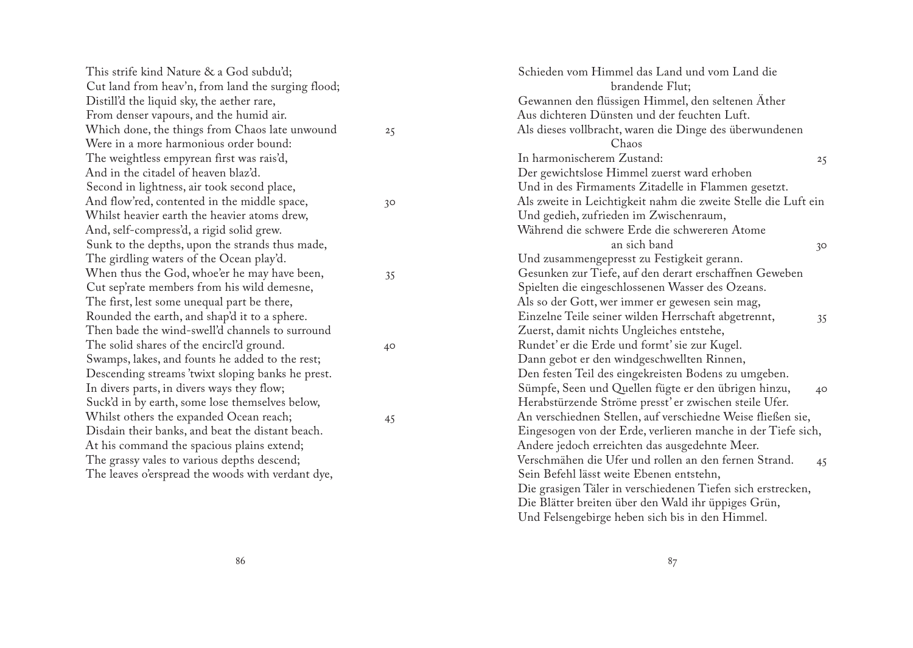This strife kind Nature & a God subdu'd;
Cut land from heav'n, from land the surging flood;
Distill'd the liquid sky, the aether rare,
From denser vapours, and the humid air.
Which done, the things from Chaos late unwound 25
Were in a more harmonious order bound:
The weightless empyrean first was rais'd,
And in the citadel of heaven blaz'd.
Second in lightness, air took second place,
And flow'red, contented in the middle space, 30
Whilst heavier earth the heavier atoms drew,
And, self-compress'd, a rigid solid grew.
Sunk to the depths, upon the strands thus made,
The girdling waters of the Ocean play'd.
When thus the God, whoe'er he may have been, 35
Cut sep'rate members from his wild demesne,
The first, lest some unequal part be there,
Rounded the earth, and shap'd it to a sphere.
Then bade the wind-swell'd channels to surround
The solid shares of the encircl'd ground. 40
Swamps, lakes, and founts he added to the rest;
Descending streams 'twixt sloping banks he prest.
In divers parts, in divers ways they flow;
Suck'd in by earth, some lose themselves below,
Whilst others the expanded Ocean reach; 45
Disdain their banks, and beat the distant beach.
At his command the spacious plains extend;
The grassy vales to various depths descend;
The leaves o'erspread the woods with verdant dye,

Schieden vom Himmel das Land und vom Land die brandende Flut;
Gewannen den flüssigen Himmel, den seltenen Äther
Aus dichteren Dünsten und der feuchten Luft.
Als dieses vollbracht, waren die Dinge des überwundenen Chaos
In harmonischerem Zustand: 25
Der gewichtslose Himmel zuerst ward erhoben
Und in des Firmaments Zitadelle in Flammen gesetzt.
Als zweite in Leichtigkeit nahm die zweite Stelle die Luft ein
Und gedieh, zufrieden im Zwischenraum,
Während die schwere Erde die schwereren Atome an sich band 30
Und zusammengepresst zu Festigkeit gerann.
Gesunken zur Tiefe, auf den derart erschaffnen Geweben
Spielten die eingeschlossenen Wasser des Ozeans.
Als so der Gott, wer immer er gewesen sein mag,
Einzelne Teile seiner wilden Herrschaft abgetrennt, 35
Zuerst, damit nichts Ungleiches entstehe,
Rundet' er die Erde und formt' sie zur Kugel.
Dann gebot er den windgeschwellten Rinnen,
Den festen Teil des eingekreisten Bodens zu umgeben.
Sümpfe, Seen und Quellen fügte er den übrigen hinzu, 40
Herabstürzende Ströme presst' er zwischen steile Ufer.
An verschiednen Stellen, auf verschiedne Weise fließen sie,
Eingesogen von der Erde, verlieren manche in der Tiefe sich,
Andere jedoch erreichten das ausgedehnte Meer.
Verschmähen die Ufer und rollen an den fernen Strand. 45
Sein Befehl lässt weite Ebenen entstehn,
Die grasigen Täler in verschiedenen Tiefen sich erstrecken,
Die Blätter breiten über den Wald ihr üppiges Grün,
Und Felsengebirge heben sich bis in den Himmel.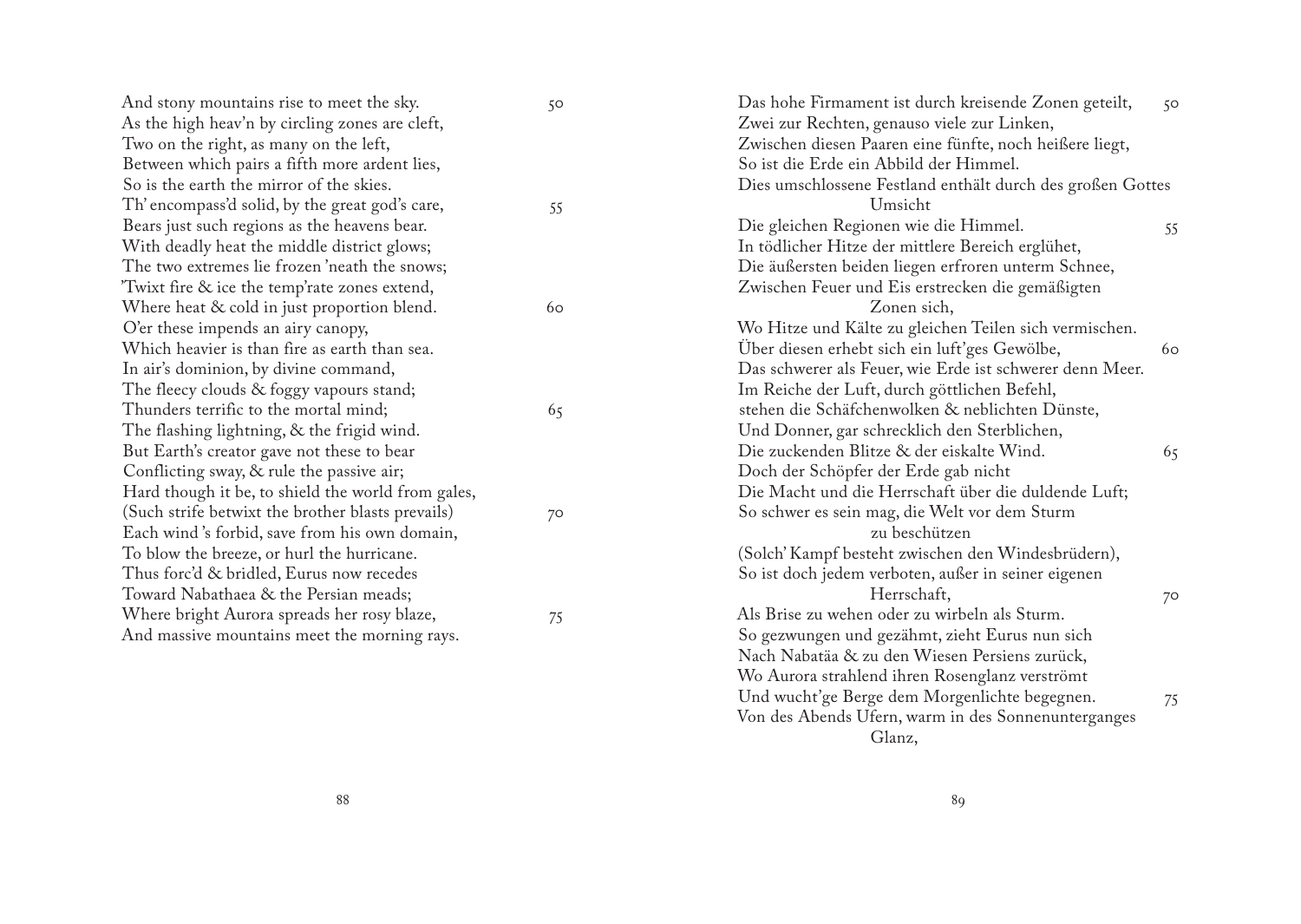And stony mountains rise to meet the sky. 50
As the high heav'n by circling zones are cleft,
Two on the right, as many on the left,
Between which pairs a fifth more ardent lies,
So is the earth the mirror of the skies.
Th' encompass'd solid, by the great god's care, 55
Bears just such regions as the heavens bear.
With deadly heat the middle district glows;
The two extremes lie frozen 'neath the snows;
'Twixt fire & ice the temp'rate zones extend,
Where heat & cold in just proportion blend. 60
O'er these impends an airy canopy,
Which heavier is than fire as earth than sea.
In air's dominion, by divine command,
The fleecy clouds & foggy vapours stand;
Thunders terrific to the mortal mind; 65
The flashing lightning, & the frigid wind.
But Earth's creator gave not these to bear
Conflicting sway, & rule the passive air;
Hard though it be, to shield the world from gales,
(Such strife betwixt the brother blasts prevails) 70
Each wind 's forbid, save from his own domain,
To blow the breeze, or hurl the hurricane.
Thus forc'd & bridled, Eurus now recedes
Toward Nabathaea & the Persian meads;
Where bright Aurora spreads her rosy blaze, 75
And massive mountains meet the morning rays.

Das hohe Firmament ist durch kreisende Zonen geteilt, 50
Zwei zur Rechten, genauso viele zur Linken,
Zwischen diesen Paaren eine fünfte, noch heißere liegt,
So ist die Erde ein Abbild der Himmel.
Dies umschlossene Festland enthält durch des großen Gottes Umsicht
Die gleichen Regionen wie die Himmel. 55
In tödlicher Hitze der mittlere Bereich erglühet,
Die äußersten beiden liegen erfroren unterm Schnee,
Zwischen Feuer und Eis erstrecken die gemäßigten Zonen sich,
Wo Hitze und Kälte zu gleichen Teilen sich vermischen.
Über diesen erhebt sich ein luft'ges Gewölbe, 60
Das schwerer als Feuer, wie Erde ist schwerer denn Meer.
Im Reiche der Luft, durch göttlichen Befehl,
stehen die Schäfchenwolken & neblichten Dünste,
Und Donner, gar schrecklich den Sterblichen,
Die zuckenden Blitze & der eiskalte Wind. 65
Doch der Schöpfer der Erde gab nicht
Die Macht und die Herrschaft über die duldende Luft;
So schwer es sein mag, die Welt vor dem Sturm zu beschützen
(Solch' Kampf besteht zwischen den Windesbrüdern),
So ist doch jedem verboten, außer in seiner eigenen Herrschaft, 70
Als Brise zu wehen oder zu wirbeln als Sturm.
So gezwungen und gezähmt, zieht Eurus nun sich
Nach Nabatäa & zu den Wiesen Persiens zurück,
Wo Aurora strahlend ihren Rosenglanz verströmt
Und wucht'ge Berge dem Morgenlichte begegnen. 75
Von des Abends Ufern, warm in des Sonnenunterganges Glanz,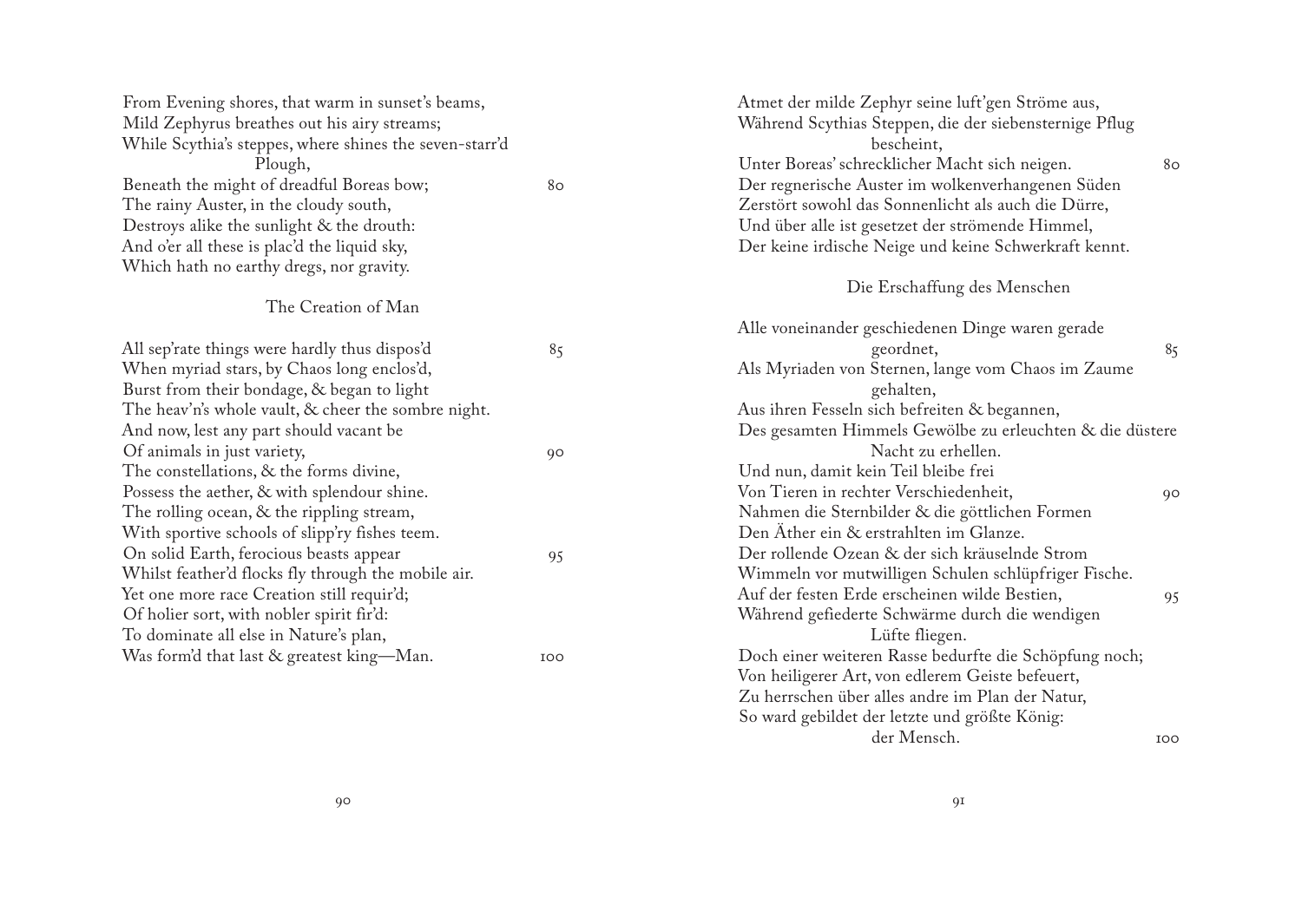From Evening shores, that warm in sunset's beams,
Mild Zephyrus breathes out his airy streams;
While Scythia's steppes, where shines the seven-starr'd Plough,
Beneath the might of dreadful Boreas bow; 80
The rainy Auster, in the cloudy south,
Destroys alike the sunlight & the drouth:
And o'er all these is plac'd the liquid sky,
Which hath no earthy dregs, nor gravity.

### The Creation of Man

All sep'rate things were hardly thus dispos'd 85
When myriad stars, by Chaos long enclos'd,
Burst from their bondage, & began to light
The heav'n's whole vault, & cheer the sombre night.
And now, lest any part should vacant be
Of animals in just variety, 90
The constellations, & the forms divine,
Possess the aether, & with splendour shine.
The rolling ocean, & the rippling stream,
With sportive schools of slipp'ry fishes teem.
On solid Earth, ferocious beasts appear 95
Whilst feather'd flocks fly through the mobile air.
Yet one more race Creation still requir'd;
Of holier sort, with nobler spirit fir'd:
To dominate all else in Nature's plan,
Was form'd that last & greatest king—Man. 100

Atmet der milde Zephyr seine luft'gen Ströme aus,
Während Scythias Steppen, die der siebensternige Pflug bescheint,
Unter Boreas' schrecklicher Macht sich neigen. 80
Der regnerische Auster im wolkenverhangenen Süden
Zerstört sowohl das Sonnenlicht als auch die Dürre,
Und über alle ist gesetzet der strömende Himmel,
Der keine irdische Neige und keine Schwerkraft kennt.

### Die Erschaffung des Menschen

Alle voneinander geschiedenen Dinge waren gerade geordnet, 85
Als Myriaden von Sternen, lange vom Chaos im Zaume gehalten,
Aus ihren Fesseln sich befreiten & begannen,
Des gesamten Himmels Gewölbe zu erleuchten & die düstere Nacht zu erhellen.
Und nun, damit kein Teil bleibe frei
Von Tieren in rechter Verschiedenheit, 90
Nahmen die Sternbilder & die göttlichen Formen
Den Äther ein & erstrahlten im Glanze.
Der rollende Ozean & der sich kräuselnde Strom
Wimmeln vor mutwilligen Schulen schlüpfriger Fische.
Auf der festen Erde erscheinen wilde Bestien, 95
Während gefiederte Schwärme durch die wendigen Lüfte fliegen.
Doch einer weiteren Rasse bedurfte die Schöpfung noch;
Von heiligerer Art, von edlerem Geiste befeuert,
Zu herrschen über alles andre im Plan der Natur,
So ward gebildet der letzte und größte König: der Mensch. 100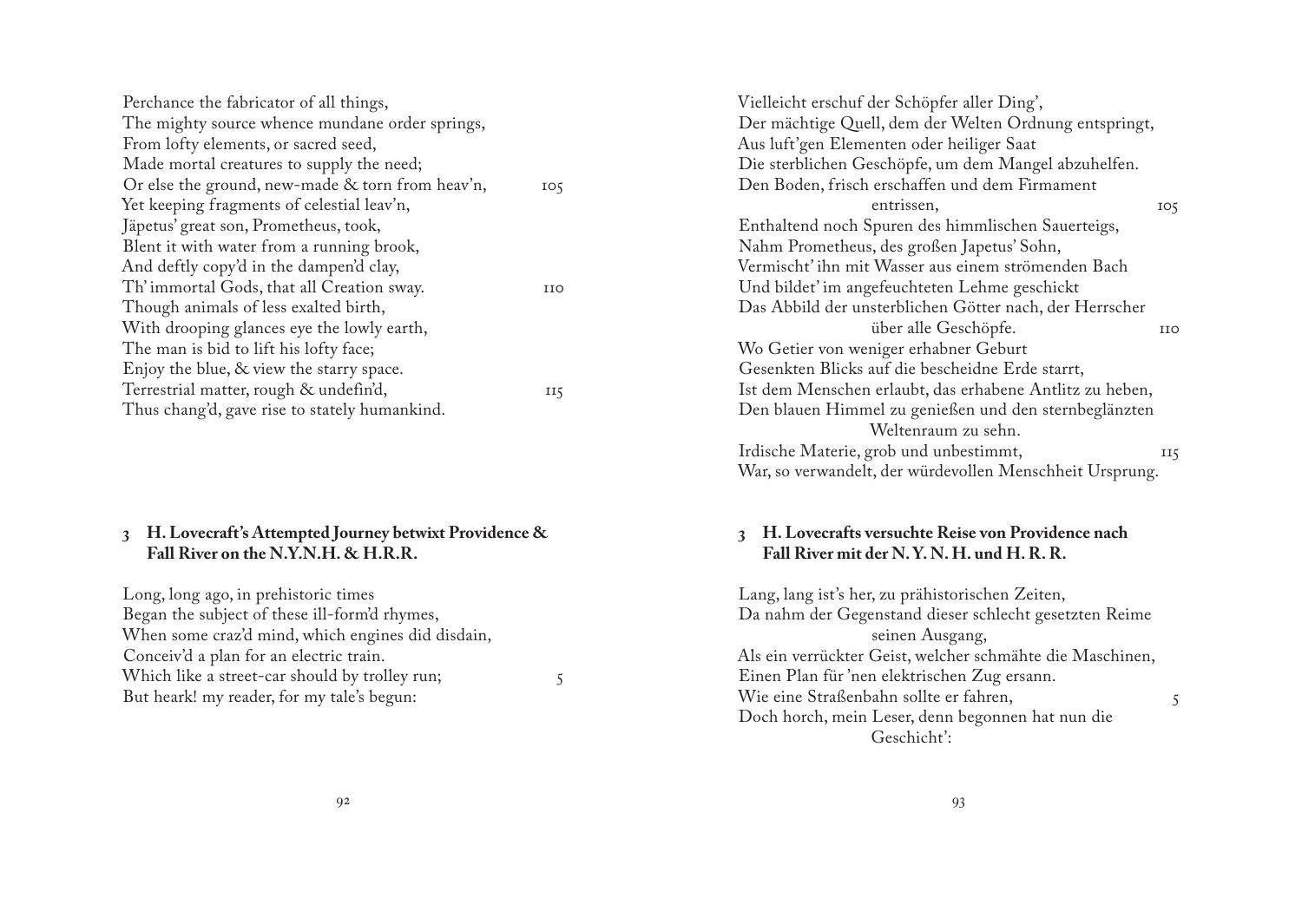Perchance the fabricator of all things,
The mighty source whence mundane order springs,
From lofty elements, or sacred seed,
Made mortal creatures to supply the need;
Or else the ground, new-made & torn from heav'n, 105
Yet keeping fragments of celestial leav'n,
Jäpetus' great son, Prometheus, took,
Blent it with water from a running brook,
And deftly copy'd in the dampen'd clay,
Th' immortal Gods, that all Creation sway. 110
Though animals of less exalted birth,
With drooping glances eye the lowly earth,
The man is bid to lift his lofty face;
Enjoy the blue, & view the starry space.
Terrestrial matter, rough & undefin'd, 115
Thus chang'd, gave rise to stately humankind.

Vielleicht erschuf der Schöpfer aller Ding',
Der mächtige Quell, dem der Welten Ordnung entspringt,
Aus luft'gen Elementen oder heiliger Saat
Die sterblichen Geschöpfe, um dem Mangel abzuhelfen.
Den Boden, frisch erschaffen und dem Firmament
entrissen, 105
Enthaltend noch Spuren des himmlischen Sauerteigs,
Nahm Prometheus, des großen Japetus' Sohn,
Vermischt' ihn mit Wasser aus einem strömenden Bach
Und bildet' im angefeuchteten Lehme geschickt
Das Abbild der unsterblichen Götter nach, der Herrscher
über alle Geschöpfe. 110
Wo Getier von weniger erhabner Geburt
Gesenkten Blicks auf die bescheidne Erde starrt,
Ist dem Menschen erlaubt, das erhabene Antlitz zu heben,
Den blauen Himmel zu genießen und den sternbeglänzten
Weltenraum zu sehn.
Irdische Materie, grob und unbestimmt, 115
War, so verwandelt, der würdevollen Menschheit Ursprung.

### 3 H. Lovecraft's Attempted Journey betwixt Providence & Fall River on the N.Y.N.H. & H.R.R.

Long, long ago, in prehistoric times
Began the subject of these ill-form'd rhymes,
When some craz'd mind, which engines did disdain,
Conceiv'd a plan for an electric train.
Which like a street-car should by trolley run; 5
But heark! my reader, for my tale's begun:

### 3 H. Lovecrafts versuchte Reise von Providence nach Fall River mit der N. Y. N. H. und H. R. R.

Lang, lang ist's her, zu prähistorischen Zeiten,
Da nahm der Gegenstand dieser schlecht gesetzten Reime
seinen Ausgang,
Als ein verrückter Geist, welcher schmähte die Maschinen,
Einen Plan für 'nen elektrischen Zug ersann.
Wie eine Straßenbahn sollte er fahren, 5
Doch horch, mein Leser, denn begonnen hat nun die
Geschicht':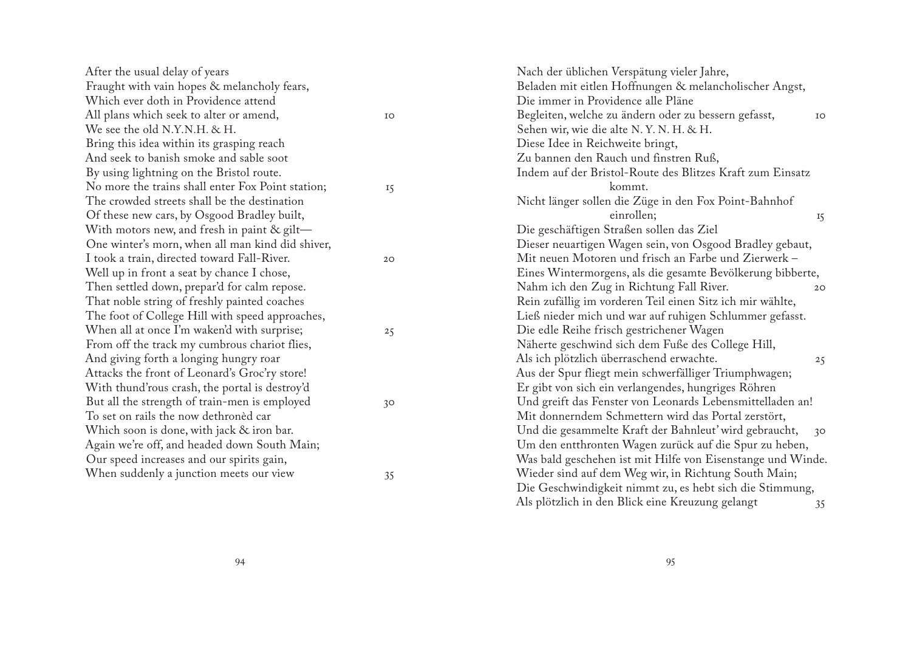After the usual delay of years
Fraught with vain hopes & melancholy fears,
Which ever doth in Providence attend
All plans which seek to alter or amend, 10
We see the old N.Y.N.H. & H.
Bring this idea within its grasping reach
And seek to banish smoke and sable soot
By using lightning on the Bristol route.
No more the trains shall enter Fox Point station; 15
The crowded streets shall be the destination
Of these new cars, by Osgood Bradley built,
With motors new, and fresh in paint & gilt—
One winter's morn, when all man kind did shiver,
I took a train, directed toward Fall-River. 20
Well up in front a seat by chance I chose,
Then settled down, prepar'd for calm repose.
That noble string of freshly painted coaches
The foot of College Hill with speed approaches,
When all at once I'm waken'd with surprise; 25
From off the track my cumbrous chariot flies,
And giving forth a longing hungry roar
Attacks the front of Leonard's Groc'ry store!
With thund'rous crash, the portal is destroy'd
But all the strength of train-men is employed 30
To set on rails the now dethronèd car
Which soon is done, with jack & iron bar.
Again we're off, and headed down South Main;
Our speed increases and our spirits gain,
When suddenly a junction meets our view 35

Nach der üblichen Verspätung vieler Jahre,
Beladen mit eitlen Hoffnungen & melancholischer Angst,
Die immer in Providence alle Pläne
Begleiten, welche zu ändern oder zu bessern gefasst, 10
Sehen wir, wie die alte N. Y. N. H. & H.
Diese Idee in Reichweite bringt,
Zu bannen den Rauch und finstren Ruß,
Indem auf der Bristol-Route des Blitzes Kraft zum Einsatz kommt.
Nicht länger sollen die Züge in den Fox Point-Bahnhof einrollen; 15
Die geschäftigen Straßen sollen das Ziel
Dieser neuartigen Wagen sein, von Osgood Bradley gebaut,
Mit neuen Motoren und frisch an Farbe und Zierwerk –
Eines Wintermorgens, als die gesamte Bevölkerung bibberte,
Nahm ich den Zug in Richtung Fall River. 20
Rein zufällig im vorderen Teil einen Sitz ich mir wählte,
Ließ nieder mich und war auf ruhigen Schlummer gefasst.
Die edle Reihe frisch gestrichener Wagen
Näherte geschwind sich dem Fuße des College Hill,
Als ich plötzlich überraschend erwachte. 25
Aus der Spur fliegt mein schwerfälliger Triumphwagen;
Er gibt von sich ein verlangendes, hungriges Röhren
Und greift das Fenster von Leonards Lebensmittelladen an!
Mit donnerndem Schmettern wird das Portal zerstört,
Und die gesammelte Kraft der Bahnleut' wird gebraucht, 30
Um den entthronten Wagen zurück auf die Spur zu heben,
Was bald geschehen ist mit Hilfe von Eisenstange und Winde.
Wieder sind auf dem Weg wir, in Richtung South Main;
Die Geschwindigkeit nimmt zu, es hebt sich die Stimmung,
Als plötzlich in den Blick eine Kreuzung gelangt 35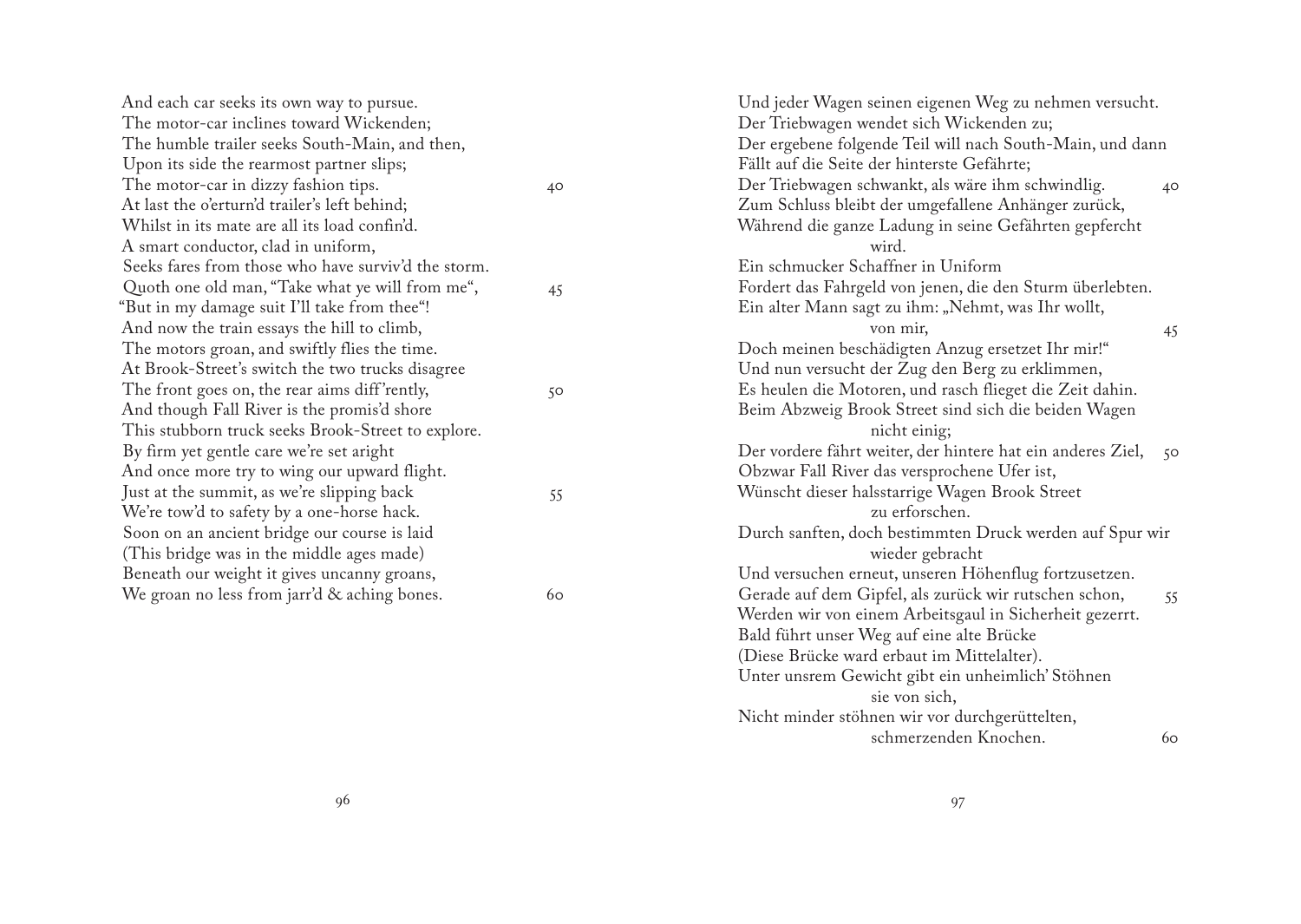And each car seeks its own way to pursue.
The motor-car inclines toward Wickenden;
The humble trailer seeks South-Main, and then,
Upon its side the rearmost partner slips;
The motor-car in dizzy fashion tips. 40
At last the o'erturn'd trailer's left behind;
Whilst in its mate are all its load confin'd.
A smart conductor, clad in uniform,
Seeks fares from those who have surviv'd the storm.
Quoth one old man, "Take what ye will from me", 45
"But in my damage suit I'll take from thee"!
And now the train essays the hill to climb,
The motors groan, and swiftly flies the time.
At Brook-Street's switch the two trucks disagree
The front goes on, the rear aims diff'rently, 50
And though Fall River is the promis'd shore
This stubborn truck seeks Brook-Street to explore.
By firm yet gentle care we're set aright
And once more try to wing our upward flight.
Just at the summit, as we're slipping back 55
We're tow'd to safety by a one-horse hack.
Soon on an ancient bridge our course is laid
(This bridge was in the middle ages made)
Beneath our weight it gives uncanny groans,
We groan no less from jarr'd & aching bones. 60

Und jeder Wagen seinen eigenen Weg zu nehmen versucht.
Der Triebwagen wendet sich Wickenden zu;
Der ergebene folgende Teil will nach South-Main, und dann
Fällt auf die Seite der hinterste Gefährte;
Der Triebwagen schwankt, als wäre ihm schwindlig. 40
Zum Schluss bleibt der umgefallene Anhänger zurück,
Während die ganze Ladung in seine Gefährten gepfercht wird.
Ein schmucker Schaffner in Uniform
Fordert das Fahrgeld von jenen, die den Sturm überlebten.
Ein alter Mann sagt zu ihm: „Nehmt, was Ihr wollt, von mir, 45
Doch meinen beschädigten Anzug ersetzet Ihr mir!"
Und nun versucht der Zug den Berg zu erklimmen,
Es heulen die Motoren, und rasch flieget die Zeit dahin.
Beim Abzweig Brook Street sind sich die beiden Wagen nicht einig;
Der vordere fährt weiter, der hintere hat ein anderes Ziel, 50
Obzwar Fall River das versprochene Ufer ist,
Wünscht dieser halsstarrige Wagen Brook Street zu erforschen.
Durch sanften, doch bestimmten Druck werden auf Spur wir wieder gebracht
Und versuchen erneut, unseren Höhenflug fortzusetzen.
Gerade auf dem Gipfel, als zurück wir rutschen schon, 55
Werden wir von einem Arbeitsgaul in Sicherheit gezerrt.
Bald führt unser Weg auf eine alte Brücke
(Diese Brücke ward erbaut im Mittelalter).
Unter unsrem Gewicht gibt ein unheimlich' Stöhnen sie von sich,
Nicht minder stöhnen wir vor durchgerüttelten, schmerzenden Knochen. 60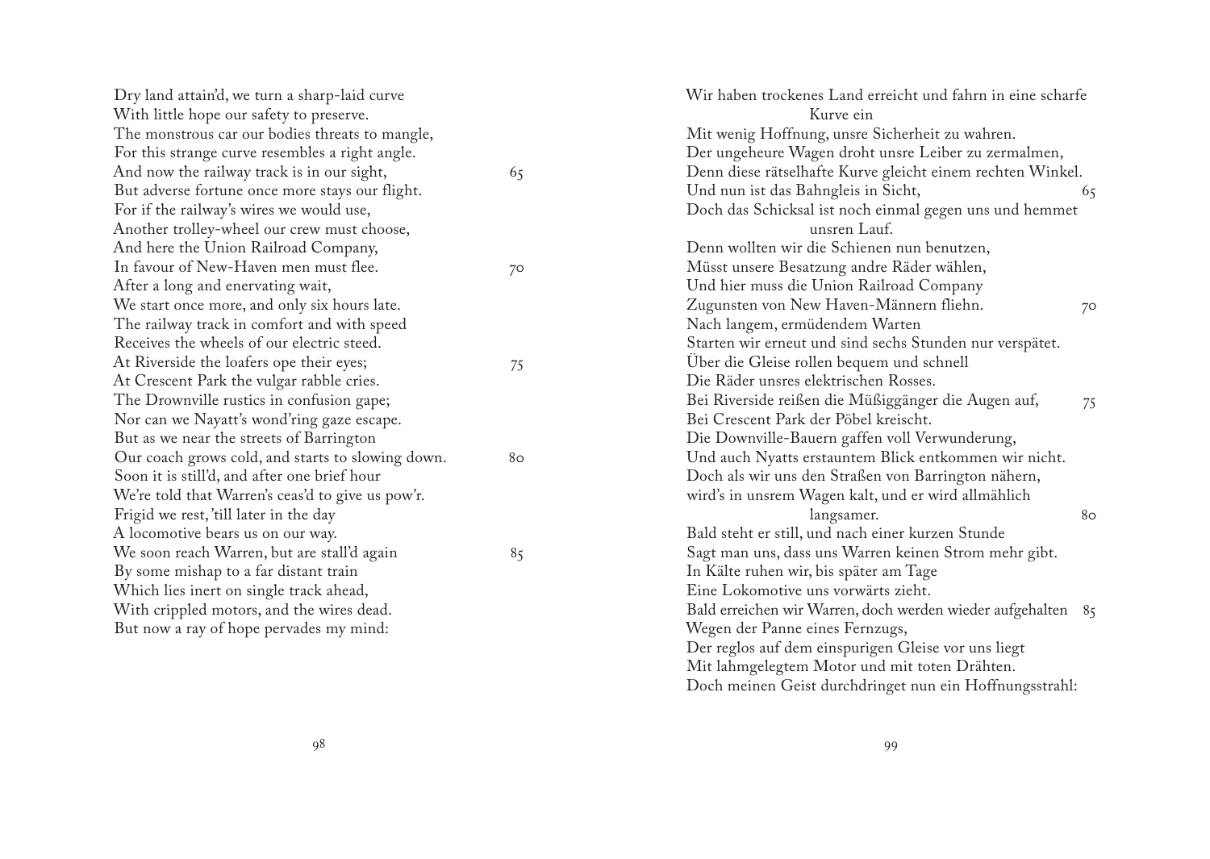Dry land attain'd, we turn a sharp-laid curve
With little hope our safety to preserve.
The monstrous car our bodies threats to mangle,
For this strange curve resembles a right angle.
And now the railway track is in our sight, 65
But adverse fortune once more stays our flight.
For if the railway's wires we would use,
Another trolley-wheel our crew must choose,
And here the Union Railroad Company,
In favour of New-Haven men must flee. 70
After a long and enervating wait,
We start once more, and only six hours late.
The railway track in comfort and with speed
Receives the wheels of our electric steed.
At Riverside the loafers ope their eyes; 75
At Crescent Park the vulgar rabble cries.
The Drownville rustics in confusion gape;
Nor can we Nayatt's wond'ring gaze escape.
But as we near the streets of Barrington
Our coach grows cold, and starts to slowing down. 80
Soon it is still'd, and after one brief hour
We're told that Warren's ceas'd to give us pow'r.
Frigid we rest, 'till later in the day
A locomotive bears us on our way.
We soon reach Warren, but are stall'd again 85
By some mishap to a far distant train
Which lies inert on single track ahead,
With crippled motors, and the wires dead.
But now a ray of hope pervades my mind:

Wir haben trockenes Land erreicht und fahrn in eine scharfe Kurve ein
Mit wenig Hoffnung, unsre Sicherheit zu wahren.
Der ungeheure Wagen droht unsre Leiber zu zermalmen,
Denn diese rätselhafte Kurve gleicht einem rechten Winkel.
Und nun ist das Bahngleis in Sicht, 65
Doch das Schicksal ist noch einmal gegen uns und hemmet unsren Lauf.
Denn wollten wir die Schienen nun benutzen,
Müsst unsere Besatzung andre Räder wählen,
Und hier muss die Union Railroad Company
Zugunsten von New Haven-Männern fliehn. 70
Nach langem, ermüdendem Warten
Starten wir erneut und sind sechs Stunden nur verspätet.
Über die Gleise rollen bequem und schnell
Die Räder unsres elektrischen Rosses.
Bei Riverside reißen die Müßiggänger die Augen auf, 75
Bei Crescent Park der Pöbel kreischt.
Die Downville-Bauern gaffen voll Verwunderung,
Und auch Nyatts erstauntem Blick entkommen wir nicht.
Doch als wir uns den Straßen von Barrington nähern,
wird's in unsrem Wagen kalt, und er wird allmählich langsamer. 80
Bald steht er still, und nach einer kurzen Stunde
Sagt man uns, dass uns Warren keinen Strom mehr gibt.
In Kälte ruhen wir, bis später am Tage
Eine Lokomotive uns vorwärts zieht.
Bald erreichen wir Warren, doch werden wieder aufgehalten 85
Wegen der Panne eines Fernzugs,
Der reglos auf dem einspurigen Gleise vor uns liegt
Mit lahmgelegtem Motor und mit toten Drähten.
Doch meinen Geist durchdringet nun ein Hoffnungsstrahl: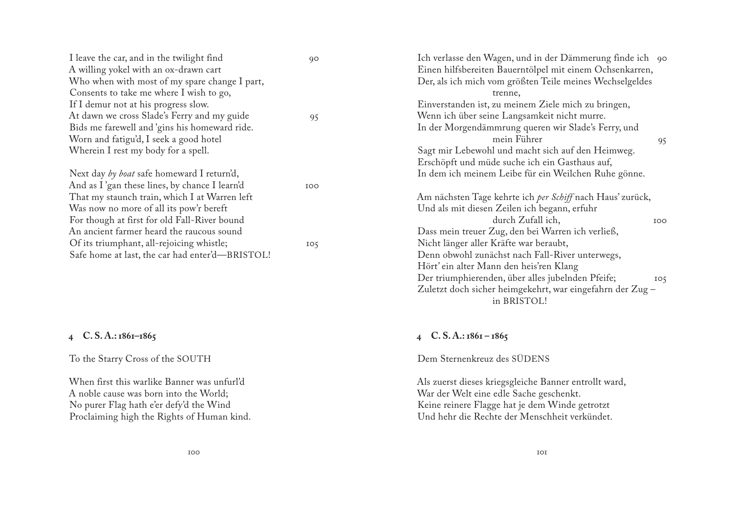I leave the car, and in the twilight find  
A willing yokel with an ox-drawn cart  
Who when with most of my spare change I part,  
Consents to take me where I wish to go,  
If I demur not at his progress slow.  
At dawn we cross Slade's Ferry and my guide  
Bids me farewell and 'gins his homeward ride.  
Worn and fatigu'd, I seek a good hotel  
Wherein I rest my body for a spell.

Next day *by boat* safe homeward I return'd,  
And as I 'gan these lines, by chance I learn'd  
That my staunch train, which I at Warren left  
Was now no more of all its pow'r bereft  
For though at first for old Fall-River bound  
An ancient farmer heard the raucous sound  
Of its triumphant, all-rejoicing whistle;  
Safe home at last, the car had enter'd—BRISTOL!

Ich verlasse den Wagen, und in der Dämmerung finde ich  
Einen hilfsbereiten Bauerntölpel mit einem Ochsenkarren,  
Der, als ich mich vom größten Teile meines Wechselgeldes trenne,  
Einverstanden ist, zu meinem Ziele mich zu bringen,  
Wenn ich über seine Langsamkeit nicht murre.  
In der Morgendämmrung queren wir Slade's Ferry, und mein Führer  
Sagt mir Lebewohl und macht sich auf den Heimweg.  
Erschöpft und müde suche ich ein Gasthaus auf,  
In dem ich meinem Leibe für ein Weilchen Ruhe gönne.

Am nächsten Tage kehrte ich *per Schiff* nach Haus' zurück,  
Und als mit diesen Zeilen ich begann, erfuhr durch Zufall ich,  
Dass mein treuer Zug, den bei Warren ich verließ,  
Nicht länger aller Kräfte war beraubt,  
Denn obwohl zunächst nach Fall-River unterwegs,  
Hört' ein alter Mann den heis'ren Klang  
Der triumphierenden, über alles jubelnden Pfeife;  
Zuletzt doch sicher heimgekehrt, war eingefahrn der Zug – in BRISTOL!

## 4 C. S. A.: 1861–1865

To the Starry Cross of the SOUTH

When first this warlike Banner was unfurl'd  
A noble cause was born into the World;  
No purer Flag hath e'er defy'd the Wind  
Proclaiming high the Rights of Human kind.

## 4 C. S. A.: 1861 – 1865

Dem Sternenkreuz des SÜDENS

Als zuerst dieses kriegsgleiche Banner entrollt ward,  
War der Welt eine edle Sache geschenkt.  
Keine reinere Flagge hat je dem Winde getrotzt  
Und hehr die Rechte der Menschheit verkündet.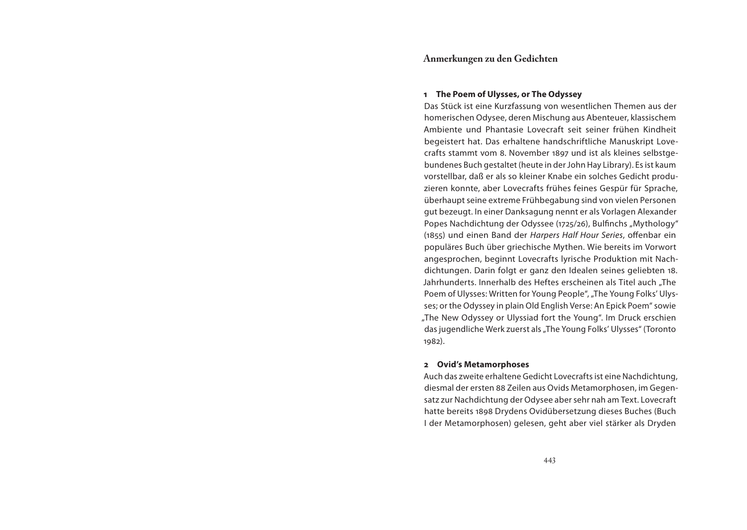## Anmerkungen zu den Gedichten

### 1 The Poem of Ulysses, or The Odyssey

Das Stück ist eine Kurzfassung von wesentlichen Themen aus der homerischen Odysee, deren Mischung aus Abenteuer, klassischem Ambiente und Phantasie Lovecraft seit seiner frühen Kindheit begeistert hat. Das erhaltene handschriftliche Manuskript Lovecrafts stammt vom 8. November 1897 und ist als kleines selbstgebundenes Buch gestaltet (heute in der John Hay Library). Es ist kaum vorstellbar, daß er als so kleiner Knabe ein solches Gedicht produzieren konnte, aber Lovecrafts frühes feines Gespür für Sprache, überhaupt seine extreme Frühbegabung sind von vielen Personen gut bezeugt. In einer Danksagung nennt er als Vorlagen Alexander Popes Nachdichtung der Odyssee (1725/26), Bulfinchs „Mythology" (1855) und einen Band der *Harpers Half Hour Series*, offenbar ein populäres Buch über griechische Mythen. Wie bereits im Vorwort angesprochen, beginnt Lovecrafts lyrische Produktion mit Nachdichtungen. Darin folgt er ganz den Idealen seines geliebten 18. Jahrhunderts. Innerhalb des Heftes erscheinen als Titel auch „The Poem of Ulysses: Written for Young People", „The Young Folks' Ulysses; or the Odyssey in plain Old English Verse: An Epick Poem" sowie „The New Odyssey or Ulyssiad fort the Young". Im Druck erschien das jugendliche Werk zuerst als „The Young Folks' Ulysses" (Toronto 1982).

### 2 Ovid's Metamorphoses

Auch das zweite erhaltene Gedicht Lovecrafts ist eine Nachdichtung, diesmal der ersten 88 Zeilen aus Ovids Metamorphosen, im Gegensatz zur Nachdichtung der Odysee aber sehr nah am Text. Lovecraft hatte bereits 1898 Drydens Ovidübersetzung dieses Buches (Buch I der Metamorphosen) gelesen, geht aber viel stärker als Dryden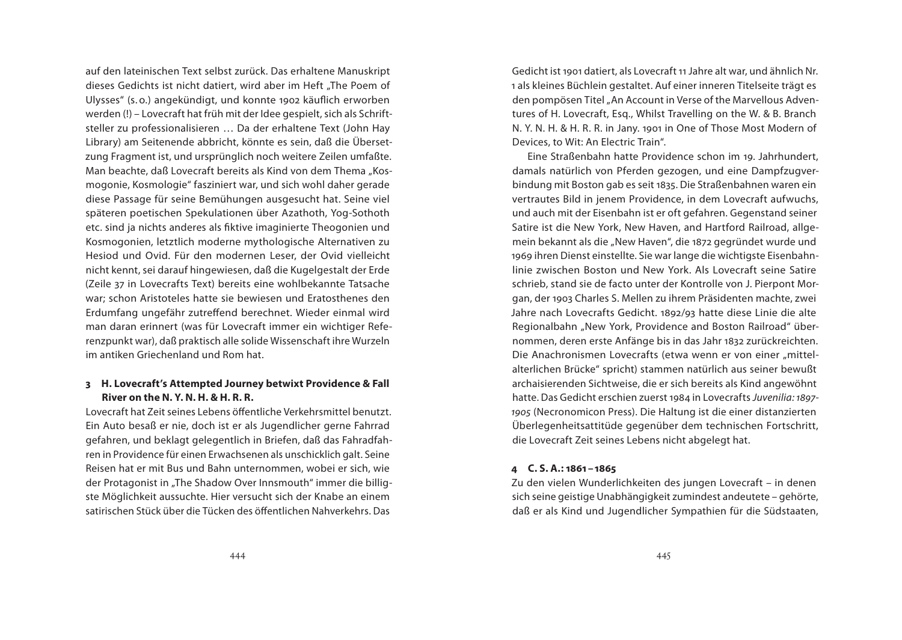auf den lateinischen Text selbst zurück. Das erhaltene Manuskript dieses Gedichts ist nicht datiert, wird aber im Heft „The Poem of Ulysses" (s. o.) angekündigt, und konnte 1902 käuflich erworben werden (!) – Lovecraft hat früh mit der Idee gespielt, sich als Schriftsteller zu professionalisieren … Da der erhaltene Text (John Hay Library) am Seitenende abbricht, könnte es sein, daß die Übersetzung Fragment ist, und ursprünglich noch weitere Zeilen umfaßte. Man beachte, daß Lovecraft bereits als Kind von dem Thema „Kosmogonie, Kosmologie" fasziniert war, und sich wohl daher gerade diese Passage für seine Bemühungen ausgesucht hat. Seine viel späteren poetischen Spekulationen über Azathoth, Yog-Sothoth etc. sind ja nichts anderes als fiktive imaginierte Theogonien und Kosmogonien, letztlich moderne mythologische Alternativen zu Hesiod und Ovid. Für den modernen Leser, der Ovid vielleicht nicht kennt, sei darauf hingewiesen, daß die Kugelgestalt der Erde (Zeile 37 in Lovecrafts Text) bereits eine wohlbekannte Tatsache war; schon Aristoteles hatte sie bewiesen und Eratosthenes den Erdumfang ungefähr zutreffend berechnet. Wieder einmal wird man daran erinnert (was für Lovecraft immer ein wichtiger Referenzpunkt war), daß praktisch alle solide Wissenschaft ihre Wurzeln im antiken Griechenland und Rom hat.

### 3 H. Lovecraft's Attempted Journey betwixt Providence & Fall River on the N. Y. N. H. & H. R. R.

Lovecraft hat Zeit seines Lebens öffentliche Verkehrsmittel benutzt. Ein Auto besaß er nie, doch ist er als Jugendlicher gerne Fahrrad gefahren, und beklagt gelegentlich in Briefen, daß das Fahradfahren in Providence für einen Erwachsenen als unschicklich galt. Seine Reisen hat er mit Bus und Bahn unternommen, wobei er sich, wie der Protagonist in „The Shadow Over Innsmouth" immer die billigste Möglichkeit aussuchte. Hier versucht sich der Knabe an einem satirischen Stück über die Tücken des öffentlichen Nahverkehrs. Das Gedicht ist 1901 datiert, als Lovecraft 11 Jahre alt war, und ähnlich Nr. 1 als kleines Büchlein gestaltet. Auf einer inneren Titelseite trägt es den pompösen Titel „An Account in Verse of the Marvellous Adventures of H. Lovecraft, Esq., Whilst Travelling on the W. & B. Branch N. Y. N. H. & H. R. R. in Jany. 1901 in One of Those Most Modern of Devices, to Wit: An Electric Train".

Eine Straßenbahn hatte Providence schon im 19. Jahrhundert, damals natürlich von Pferden gezogen, und eine Dampfzugverbindung mit Boston gab es seit 1835. Die Straßenbahnen waren ein vertrautes Bild in jenem Providence, in dem Lovecraft aufwuchs, und auch mit der Eisenbahn ist er oft gefahren. Gegenstand seiner Satire ist die New York, New Haven, and Hartford Railroad, allgemein bekannt als die „New Haven", die 1872 gegründet wurde und 1969 ihren Dienst einstellte. Sie war lange die wichtigste Eisenbahnlinie zwischen Boston und New York. Als Lovecraft seine Satire schrieb, stand sie de facto unter der Kontrolle von J. Pierpont Morgan, der 1903 Charles S. Mellen zu ihrem Präsidenten machte, zwei Jahre nach Lovecrafts Gedicht. 1892/93 hatte diese Linie die alte Regionalbahn „New York, Providence and Boston Railroad" übernommen, deren erste Anfänge bis in das Jahr 1832 zurückreichten. Die Anachronismen Lovecrafts (etwa wenn er von einer „mittelalterlichen Brücke" spricht) stammen natürlich aus seiner bewußt archaisierenden Sichtweise, die er sich bereits als Kind angewöhnt hatte. Das Gedicht erschien zuerst 1984 in Lovecrafts *Juvenilia: 1897-1905* (Necronomicon Press). Die Haltung ist die einer distanzierten Überlegenheitsattitüde gegenüber dem technischen Fortschritt, die Lovecraft Zeit seines Lebens nicht abgelegt hat.

### 4 C. S. A.: 1861 – 1865

Zu den vielen Wunderlichkeiten des jungen Lovecraft – in denen sich seine geistige Unabhängigkeit zumindest andeutete – gehörte, daß er als Kind und Jugendlicher Sympathien für die Südstaaten,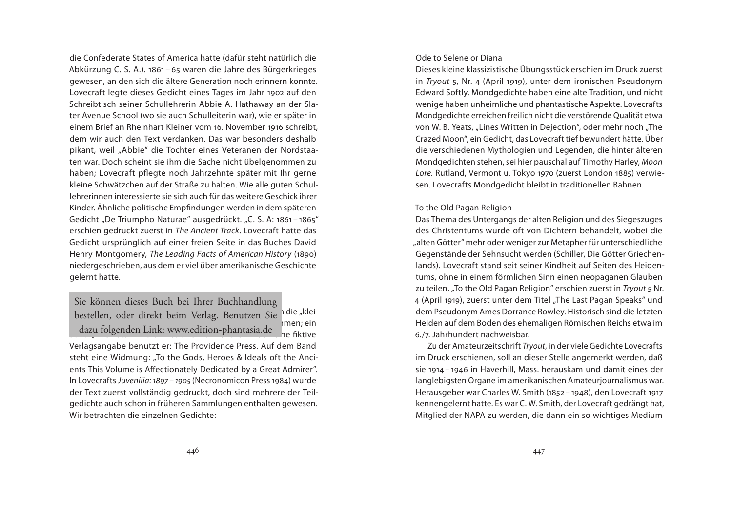die Confederate States of America hatte (dafür steht natürlich die Abkürzung C. S. A.). 1861 – 65 waren die Jahre des Bürgerkrieges gewesen, an den sich die ältere Generation noch erinnern konnte. Lovecraft legte dieses Gedicht eines Tages im Jahr 1902 auf den Schreibtisch seiner Schullehrerin Abbie A. Hathaway an der Slater Avenue School (wo sie auch Schulleiterin war), wie er später in einem Brief an Rheinhart Kleiner vom 16. November 1916 schreibt, dem wir auch den Text verdanken. Das war besonders deshalb pikant, weil „Abbie" die Tochter eines Veteranen der Nordstaaten war. Doch scheint sie ihm die Sache nicht übelgenommen zu haben; Lovecraft pflegte noch Jahrzehnte später mit Ihr gerne kleine Schwätzchen auf der Straße zu halten. Wie alle guten Schullehrerinnen interessierte sie sich auch für das weitere Geschick ihrer Kinder. Ähnliche politische Empfindungen werden in dem späteren Gedicht „De Triumpho Naturae" ausgedrückt. „C. S. A: 1861 – 1865" erschien gedruckt zuerst in *The Ancient Track*. Lovecraft hatte das Gedicht ursprünglich auf einer freien Seite in das Buches David Henry Montgomery, *The Leading Facts of American History* (1890) niedergeschrieben, aus dem er viel über amerikanische Geschichte gelernt hatte.

Sie können dieses Buch bei Ihrer Buchhandlung bestellen, oder direkt beim Verlag. Benutzen Sie dazu folgenden Link: www.edition-phantasia.de

… die „klei… …men; ein … …e fiktive Verlagsangabe benutzt er: The Providence Press. Auf dem Band steht eine Widmung: „To the Gods, Heroes & Ideals oft the Ancients This Volume is Affectionately Dedicated by a Great Admirer". In Lovecrafts *Juvenilia: 1897 – 1905* (Necronomicon Press 1984) wurde der Text zuerst vollständig gedruckt, doch sind mehrere der Teilgedichte auch schon in früheren Sammlungen enthalten gewesen. Wir betrachten die einzelnen Gedichte:

Ode to Selene or Diana

Dieses kleine klassizistische Übungsstück erschien im Druck zuerst in *Tryout* 5, Nr. 4 (April 1919), unter dem ironischen Pseudonym Edward Softly. Mondgedichte haben eine alte Tradition, und nicht wenige haben unheimliche und phantastische Aspekte. Lovecrafts Mondgedichte erreichen freilich nicht die verstörende Qualität etwa von W. B. Yeats, „Lines Written in Dejection", oder mehr noch „The Crazed Moon", ein Gedicht, das Lovecraft tief bewundert hätte. Über die verschiedenen Mythologien und Legenden, die hinter älteren Mondgedichten stehen, sei hier pauschal auf Timothy Harley, *Moon Lore.* Rutland, Vermont u. Tokyo 1970 (zuerst London 1885) verwiesen. Lovecrafts Mondgedicht bleibt in traditionellen Bahnen.

To the Old Pagan Religion

Das Thema des Untergangs der alten Religion und des Siegeszuges des Christentums wurde oft von Dichtern behandelt, wobei die „alten Götter" mehr oder weniger zur Metapher für unterschiedliche Gegenstände der Sehnsucht werden (Schiller, Die Götter Griechenlands). Lovecraft stand seit seiner Kindheit auf Seiten des Heidentums, ohne in einem förmlichen Sinn einen neopaganen Glauben zu teilen. „To the Old Pagan Religion" erschien zuerst in *Tryout* 5 Nr. 4 (April 1919), zuerst unter dem Titel „The Last Pagan Speaks" und dem Pseudonym Ames Dorrance Rowley. Historisch sind die letzten Heiden auf dem Boden des ehemaligen Römischen Reichs etwa im 6./7. Jahrhundert nachweisbar.

Zu der Amateurzeitschrift *Tryout*, in der viele Gedichte Lovecrafts im Druck erschienen, soll an dieser Stelle angemerkt werden, daß sie 1914 – 1946 in Haverhill, Mass. herauskam und damit eines der langlebigsten Organe im amerikanischen Amateurjournalismus war. Herausgeber war Charles W. Smith (1852 – 1948), den Lovecraft 1917 kennengelernt hatte. Es war C. W. Smith, der Lovecraft gedrängt hat, Mitglied der NAPA zu werden, die dann ein so wichtiges Medium